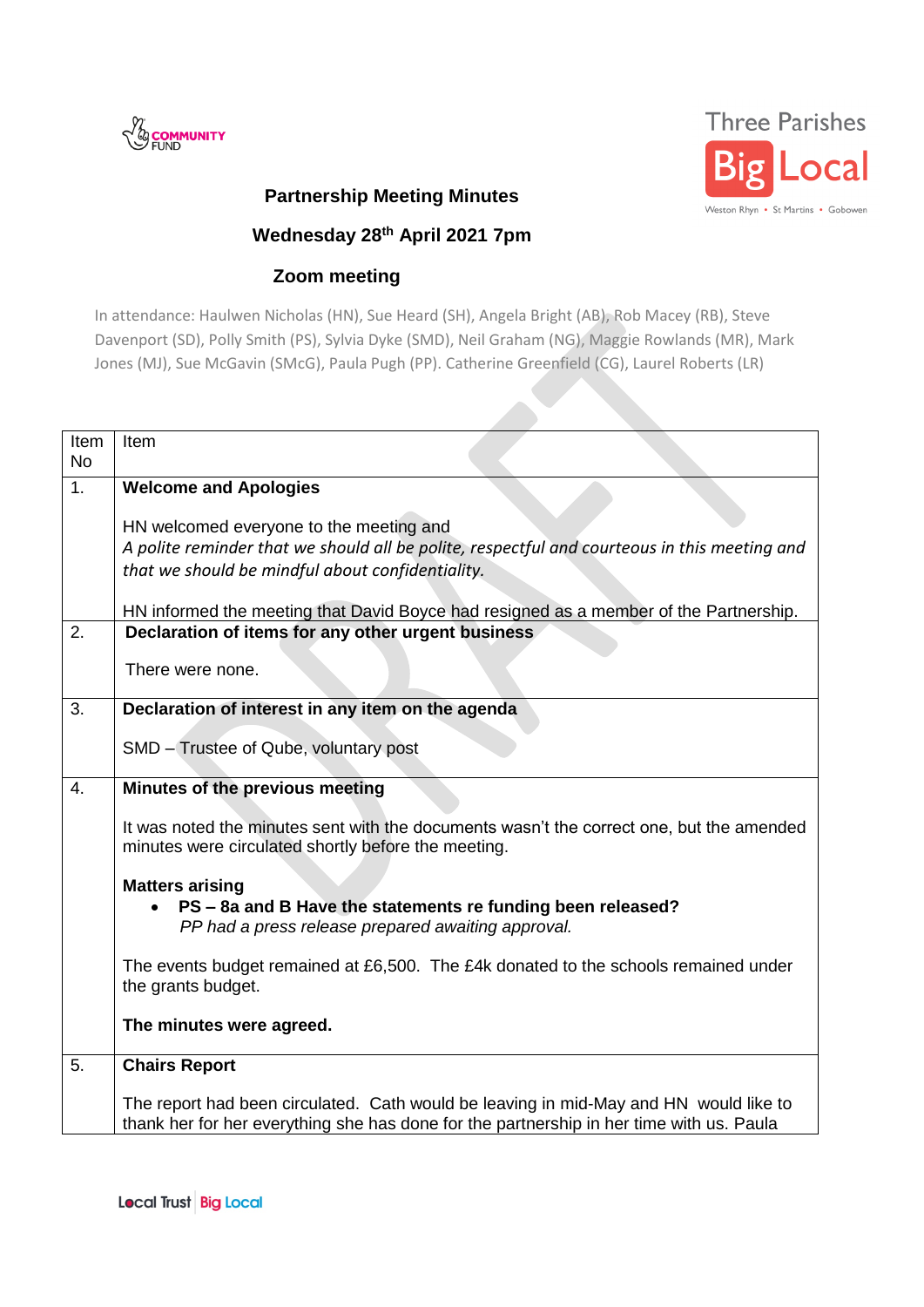# Partnership Meeting Minutes

## Wednesday 28th April 2021 7pm

## Zoom meeting

In attendance: Haulwen Nicholas (HN), Sue Heard (SH), Angela Bright (AB), Rob Macey (RB), Steve Davenport (SD), Polly Smith (PS), Sylvia Dyke (SMD), Neil Graham (NG), Maggie Rowlands (MR), Mark Jones (MJ), Sue McGavin (SMcG), Paula Pugh (PP). Catherine Greenfield (CG), Laurel Roberts (LR)

| Item No | Item |
|---|---|
| 1. | **Welcome and Apologies**<br><br>HN welcomed everyone to the meeting and<br>*A polite reminder that we should all be polite, respectful and courteous in this meeting and that we should be mindful about confidentiality.*<br><br>HN informed the meeting that David Boyce had resigned as a member of the Partnership. |
| 2. | **Declaration of items for any other urgent business**<br><br>There were none. |
| 3. | **Declaration of interest in any item on the agenda**<br><br>SMD – Trustee of Qube, voluntary post |
| 4. | **Minutes of the previous meeting**<br><br>It was noted the minutes sent with the documents wasn't the correct one, but the amended minutes were circulated shortly before the meeting.<br><br>**Matters arising**<br>• **PS – 8a and B Have the statements re funding been released?**<br>*PP had a press release prepared awaiting approval.*<br><br>The events budget remained at £6,500. The £4k donated to the schools remained under the grants budget.<br><br>**The minutes were agreed.** |
| 5. | **Chairs Report**<br><br>The report had been circulated. Cath would be leaving in mid-May and HN would like to thank her for her everything she has done for the partnership in her time with us. Paula |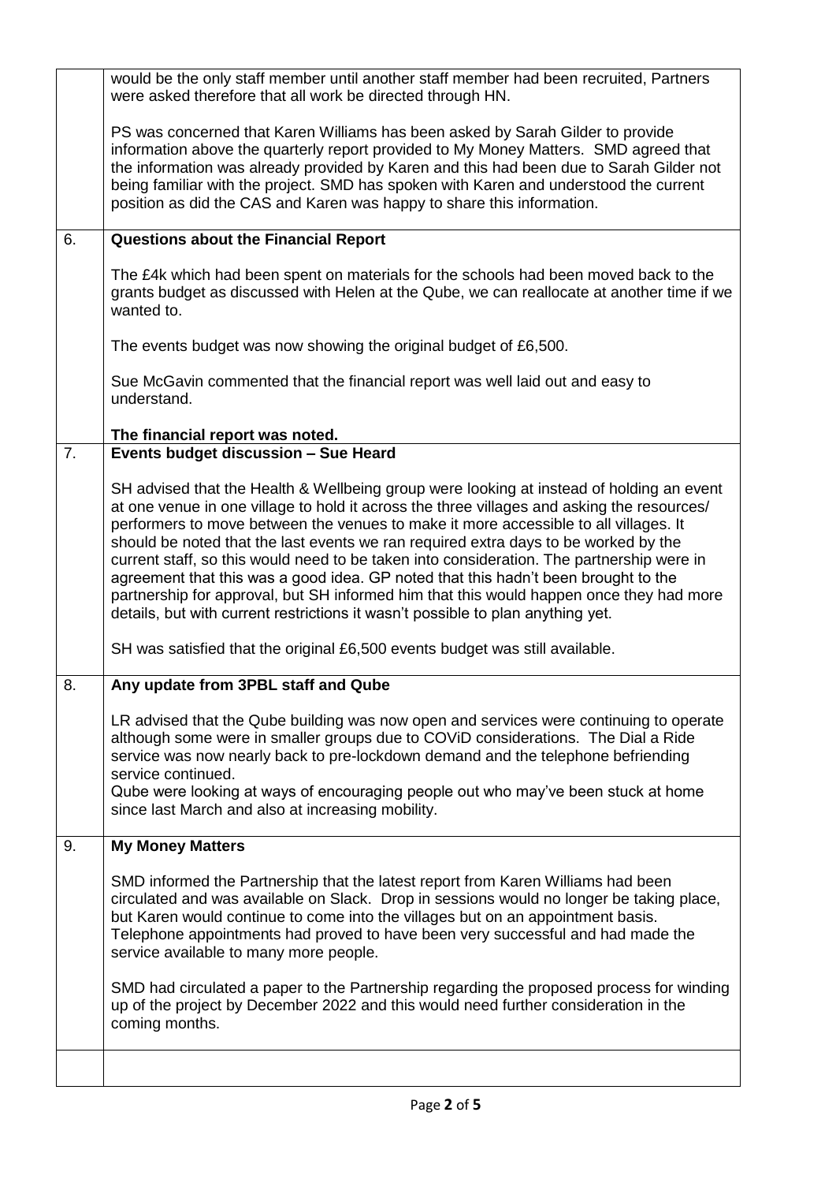| | |
|---|---|
| | would be the only staff member until another staff member had been recruited, Partners were asked therefore that all work be directed through HN.<br><br>PS was concerned that Karen Williams has been asked by Sarah Gilder to provide information above the quarterly report provided to My Money Matters. SMD agreed that the information was already provided by Karen and this had been due to Sarah Gilder not being familiar with the project. SMD has spoken with Karen and understood the current position as did the CAS and Karen was happy to share this information. |
| 6. | **Questions about the Financial Report**<br><br>The £4k which had been spent on materials for the schools had been moved back to the grants budget as discussed with Helen at the Qube, we can reallocate at another time if we wanted to.<br><br>The events budget was now showing the original budget of £6,500.<br><br>Sue McGavin commented that the financial report was well laid out and easy to understand.<br><br>**The financial report was noted.** |
| 7. | **Events budget discussion – Sue Heard**<br><br>SH advised that the Health & Wellbeing group were looking at instead of holding an event at one venue in one village to hold it across the three villages and asking the resources/ performers to move between the venues to make it more accessible to all villages. It should be noted that the last events we ran required extra days to be worked by the current staff, so this would need to be taken into consideration. The partnership were in agreement that this was a good idea. GP noted that this hadn't been brought to the partnership for approval, but SH informed him that this would happen once they had more details, but with current restrictions it wasn't possible to plan anything yet.<br><br>SH was satisfied that the original £6,500 events budget was still available. |
| 8. | **Any update from 3PBL staff and Qube**<br><br>LR advised that the Qube building was now open and services were continuing to operate although some were in smaller groups due to COViD considerations. The Dial a Ride service was now nearly back to pre-lockdown demand and the telephone befriending service continued.<br>Qube were looking at ways of encouraging people out who may've been stuck at home since last March and also at increasing mobility. |
| 9. | **My Money Matters**<br><br>SMD informed the Partnership that the latest report from Karen Williams had been circulated and was available on Slack. Drop in sessions would no longer be taking place, but Karen would continue to come into the villages but on an appointment basis. Telephone appointments had proved to have been very successful and had made the service available to many more people.<br><br>SMD had circulated a paper to the Partnership regarding the proposed process for winding up of the project by December 2022 and this would need further consideration in the coming months. |
| | |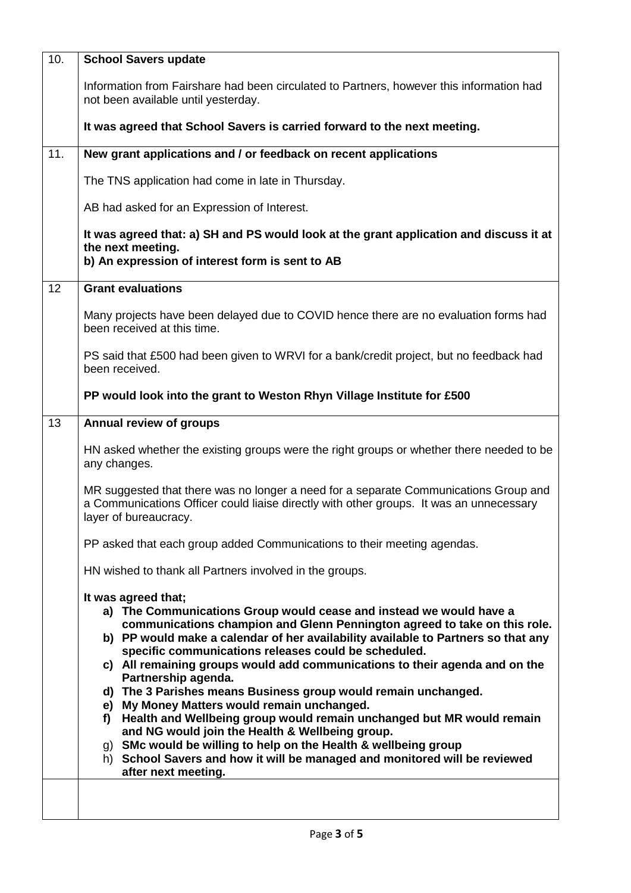| | |
|---|---|
| 10. | **School Savers update**<br><br>Information from Fairshare had been circulated to Partners, however this information had not been available until yesterday.<br><br>**It was agreed that School Savers is carried forward to the next meeting.** |
| 11. | **New grant applications and / or feedback on recent applications**<br><br>The TNS application had come in late in Thursday.<br><br>AB had asked for an Expression of Interest.<br><br>**It was agreed that: a) SH and PS would look at the grant application and discuss it at the next meeting.**<br>**b) An expression of interest form is sent to AB** |
| 12 | **Grant evaluations**<br><br>Many projects have been delayed due to COVID hence there are no evaluation forms had been received at this time.<br><br>PS said that £500 had been given to WRVI for a bank/credit project, but no feedback had been received.<br><br>**PP would look into the grant to Weston Rhyn Village Institute for £500** |
| 13 | **Annual review of groups**<br><br>HN asked whether the existing groups were the right groups or whether there needed to be any changes.<br><br>MR suggested that there was no longer a need for a separate Communications Group and a Communications Officer could liaise directly with other groups. It was an unnecessary layer of bureaucracy.<br><br>PP asked that each group added Communications to their meeting agendas.<br><br>HN wished to thank all Partners involved in the groups.<br><br>**It was agreed that;**<br>**a) The Communications Group would cease and instead we would have a communications champion and Glenn Pennington agreed to take on this role.**<br>**b) PP would make a calendar of her availability available to Partners so that any specific communications releases could be scheduled.**<br>**c) All remaining groups would add communications to their agenda and on the Partnership agenda.**<br>**d) The 3 Parishes means Business group would remain unchanged.**<br>**e) My Money Matters would remain unchanged.**<br>**f) Health and Wellbeing group would remain unchanged but MR would remain and NG would join the Health & Wellbeing group.**<br>g) **SMc would be willing to help on the Health & wellbeing group**<br>h) **School Savers and how it will be managed and monitored will be reviewed after next meeting.** |
| | |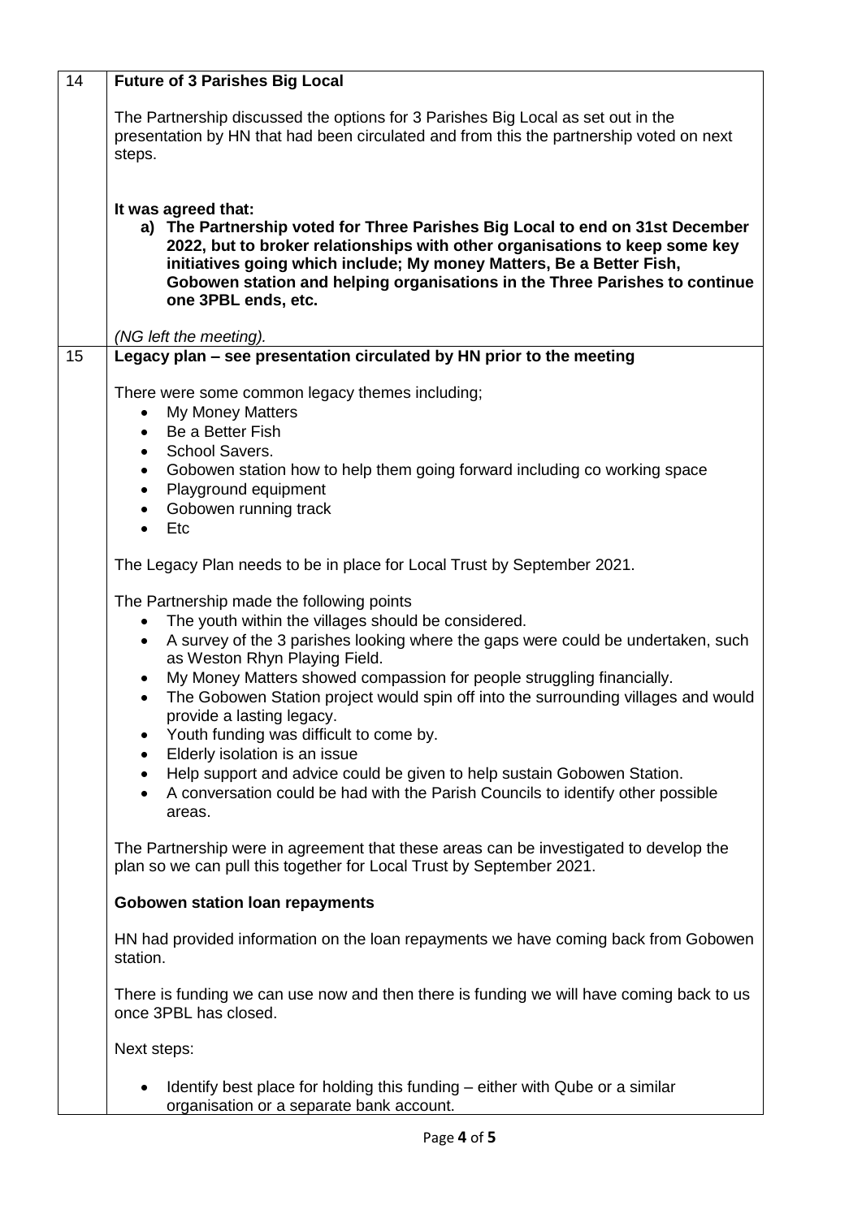| | |
|---|---|
| 14 | **Future of 3 Parishes Big Local**<br><br>The Partnership discussed the options for 3 Parishes Big Local as set out in the presentation by HN that had been circulated and from this the partnership voted on next steps.<br><br>**It was agreed that:**<br>**a) The Partnership voted for Three Parishes Big Local to end on 31st December 2022, but to broker relationships with other organisations to keep some key initiatives going which include; My money Matters, Be a Better Fish, Gobowen station and helping organisations in the Three Parishes to continue one 3PBL ends, etc.**<br><br>*(NG left the meeting).* |
| 15 | **Legacy plan – see presentation circulated by HN prior to the meeting**<br><br>There were some common legacy themes including;<br>• My Money Matters<br>• Be a Better Fish<br>• School Savers.<br>• Gobowen station how to help them going forward including co working space<br>• Playground equipment<br>• Gobowen running track<br>• Etc<br><br>The Legacy Plan needs to be in place for Local Trust by September 2021.<br><br>The Partnership made the following points<br>• The youth within the villages should be considered.<br>• A survey of the 3 parishes looking where the gaps were could be undertaken, such as Weston Rhyn Playing Field.<br>• My Money Matters showed compassion for people struggling financially.<br>• The Gobowen Station project would spin off into the surrounding villages and would provide a lasting legacy.<br>• Youth funding was difficult to come by.<br>• Elderly isolation is an issue<br>• Help support and advice could be given to help sustain Gobowen Station.<br>• A conversation could be had with the Parish Councils to identify other possible areas.<br><br>The Partnership were in agreement that these areas can be investigated to develop the plan so we can pull this together for Local Trust by September 2021.<br><br>**Gobowen station loan repayments**<br><br>HN had provided information on the loan repayments we have coming back from Gobowen station.<br><br>There is funding we can use now and then there is funding we will have coming back to us once 3PBL has closed.<br><br>Next steps:<br><br>• Identify best place for holding this funding – either with Qube or a similar organisation or a separate bank account. |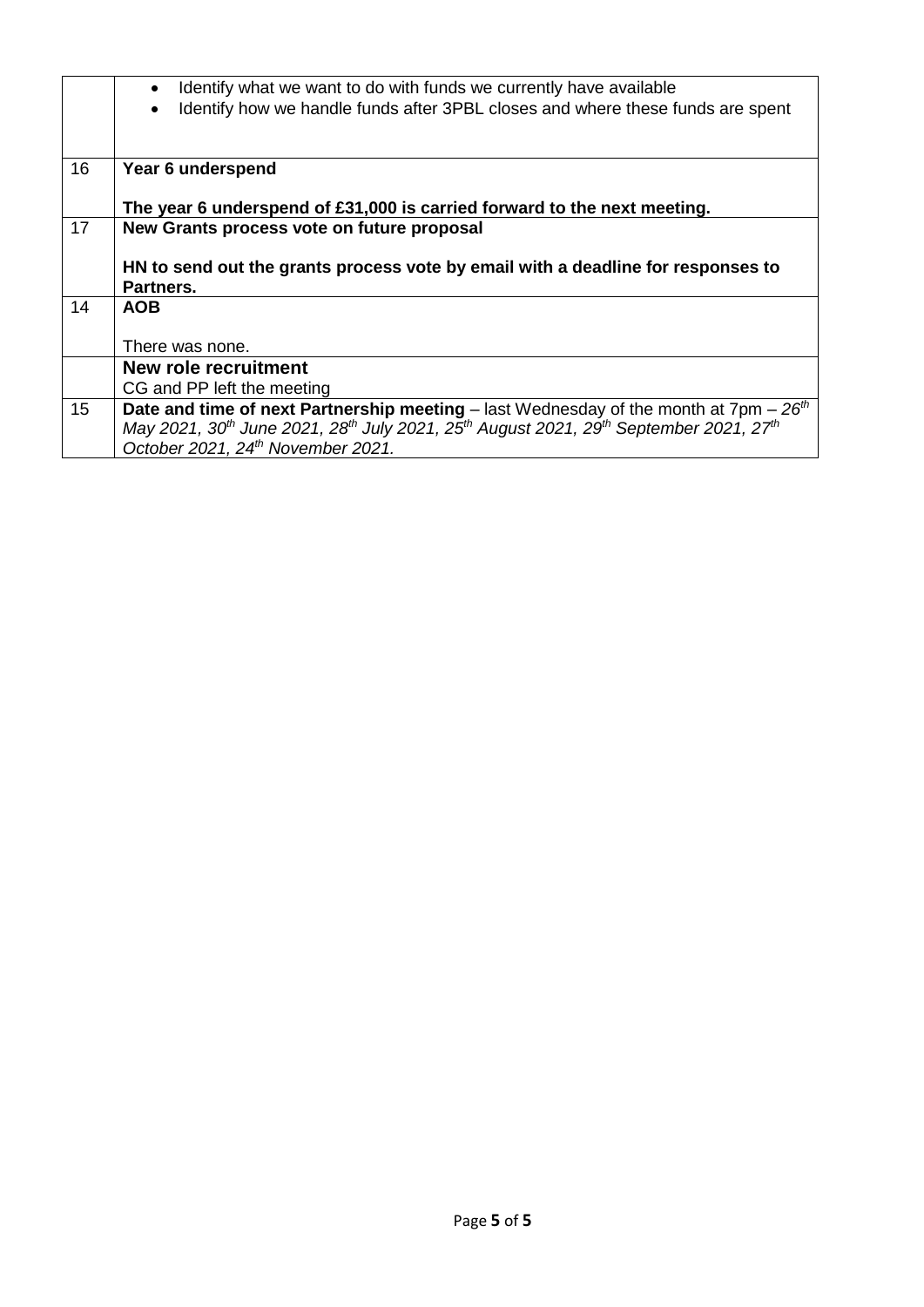| | |
|---|---|
| | • Identify what we want to do with funds we currently have available<br>• Identify how we handle funds after 3PBL closes and where these funds are spent |
| 16 | **Year 6 underspend**<br><br>**The year 6 underspend of £31,000 is carried forward to the next meeting.** |
| 17 | **New Grants process vote on future proposal**<br><br>**HN to send out the grants process vote by email with a deadline for responses to Partners.** |
| 14 | **AOB**<br><br>There was none. |
| | **New role recruitment**<br>CG and PP left the meeting |
| 15 | **Date and time of next Partnership meeting** – last Wednesday of the month at 7pm – *26th May 2021, 30th June 2021, 28th July 2021, 25th August 2021, 29th September 2021, 27th October 2021, 24th November 2021.* |